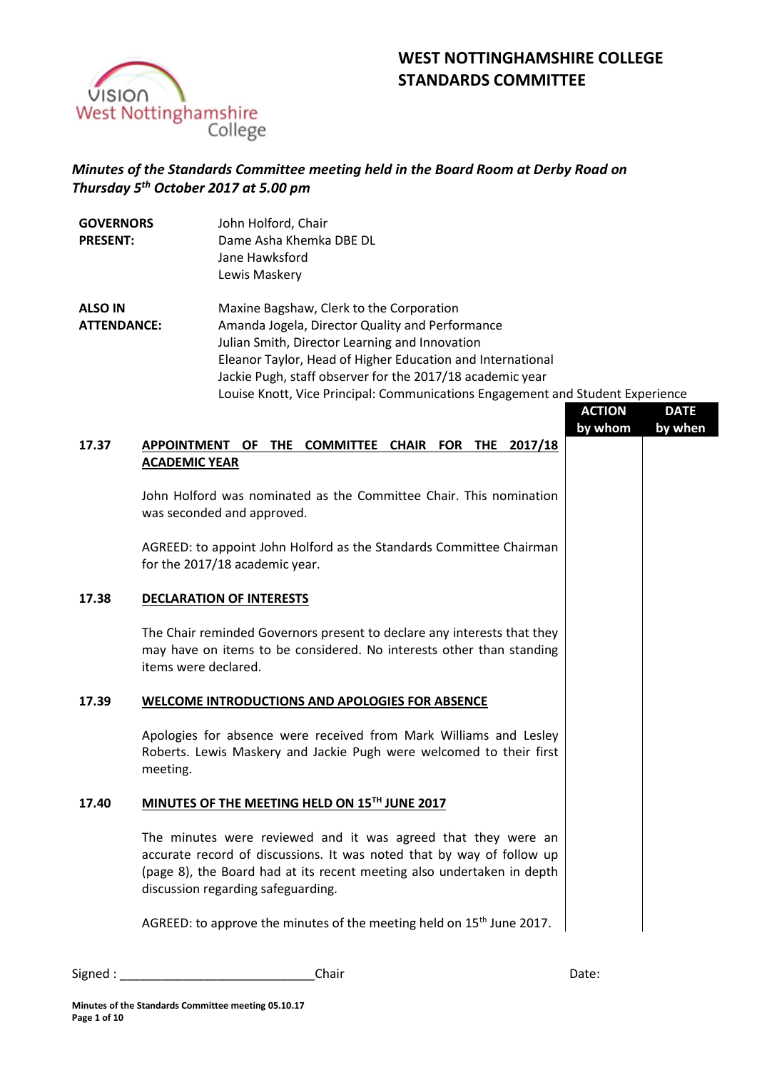# WEST NOTTINGHAMSHIRE COLLEGE STANDARDS COMMITTEE

*Minutes of the Standards Committee meeting held in the Board Room at Derby Road on Thursday 5th October 2017 at 5.00 pm*

| | |
|---|---|
| **GOVERNORS PRESENT:** | John Holford, Chair<br>Dame Asha Khemka DBE DL<br>Jane Hawksford<br>Lewis Maskery |
| **ALSO IN ATTENDANCE:** | Maxine Bagshaw, Clerk to the Corporation<br>Amanda Jogela, Director Quality and Performance<br>Julian Smith, Director Learning and Innovation<br>Eleanor Taylor, Head of Higher Education and International<br>Jackie Pugh, staff observer for the 2017/18 academic year<br>Louise Knott, Vice Principal: Communications Engagement and Student Experience |

| | | ACTION by whom | DATE by when |
|---|---|---|---|
| **17.37** | **APPOINTMENT OF THE COMMITTEE CHAIR FOR THE 2017/18 ACADEMIC YEAR** | | |
| | John Holford was nominated as the Committee Chair. This nomination was seconded and approved. | | |
| | AGREED: to appoint John Holford as the Standards Committee Chairman for the 2017/18 academic year. | | |
| **17.38** | **DECLARATION OF INTERESTS** | | |
| | The Chair reminded Governors present to declare any interests that they may have on items to be considered. No interests other than standing items were declared. | | |
| **17.39** | **WELCOME INTRODUCTIONS AND APOLOGIES FOR ABSENCE** | | |
| | Apologies for absence were received from Mark Williams and Lesley Roberts. Lewis Maskery and Jackie Pugh were welcomed to their first meeting. | | |
| **17.40** | **MINUTES OF THE MEETING HELD ON 15TH JUNE 2017** | | |
| | The minutes were reviewed and it was agreed that they were an accurate record of discussions. It was noted that by way of follow up (page 8), the Board had at its recent meeting also undertaken in depth discussion regarding safeguarding. | | |
| | AGREED: to approve the minutes of the meeting held on 15th June 2017. | | |

Signed : ____________________________Chair    Date: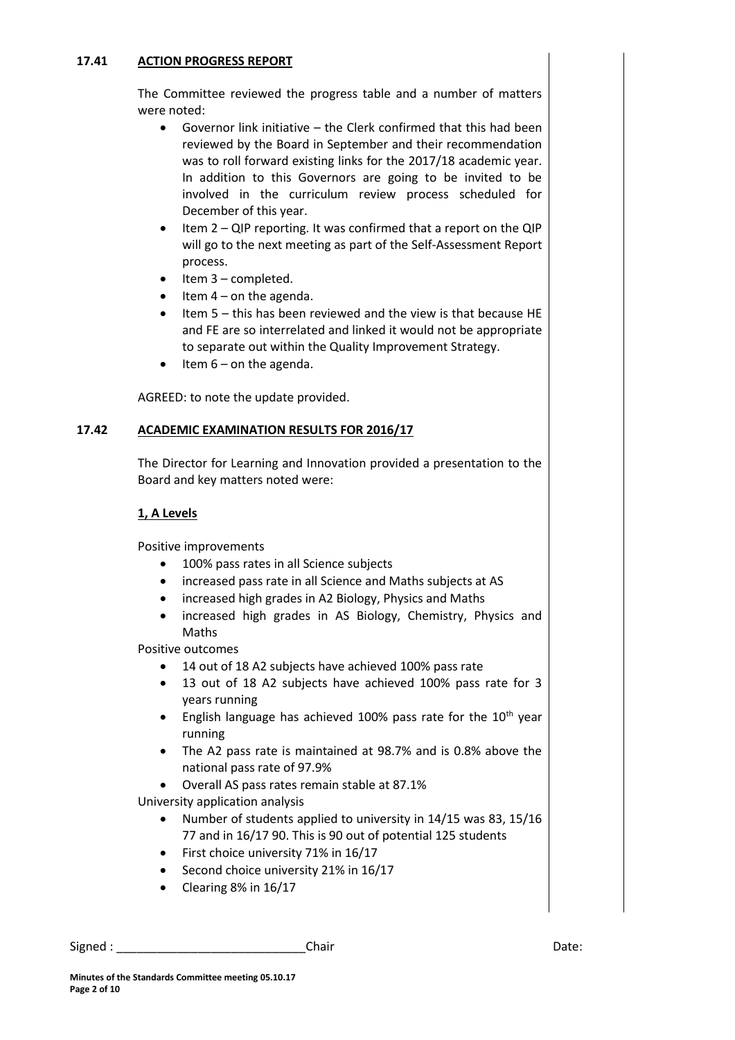## 17.41 ACTION PROGRESS REPORT

The Committee reviewed the progress table and a number of matters were noted:

- Governor link initiative – the Clerk confirmed that this had been reviewed by the Board in September and their recommendation was to roll forward existing links for the 2017/18 academic year. In addition to this Governors are going to be invited to be involved in the curriculum review process scheduled for December of this year.
- Item 2 – QIP reporting. It was confirmed that a report on the QIP will go to the next meeting as part of the Self-Assessment Report process.
- Item 3 – completed.
- Item 4 – on the agenda.
- Item 5 – this has been reviewed and the view is that because HE and FE are so interrelated and linked it would not be appropriate to separate out within the Quality Improvement Strategy.
- Item 6 – on the agenda.

AGREED: to note the update provided.

## 17.42 ACADEMIC EXAMINATION RESULTS FOR 2016/17

The Director for Learning and Innovation provided a presentation to the Board and key matters noted were:

### 1, A Levels

Positive improvements

- 100% pass rates in all Science subjects
- increased pass rate in all Science and Maths subjects at AS
- increased high grades in A2 Biology, Physics and Maths
- increased high grades in AS Biology, Chemistry, Physics and Maths

Positive outcomes

- 14 out of 18 A2 subjects have achieved 100% pass rate
- 13 out of 18 A2 subjects have achieved 100% pass rate for 3 years running
- English language has achieved 100% pass rate for the 10th year running
- The A2 pass rate is maintained at 98.7% and is 0.8% above the national pass rate of 97.9%
- Overall AS pass rates remain stable at 87.1%

University application analysis

- Number of students applied to university in 14/15 was 83, 15/16 77 and in 16/17 90. This is 90 out of potential 125 students
- First choice university 71% in 16/17
- Second choice university 21% in 16/17
- Clearing 8% in 16/17

Signed : ____________________________Chair Date: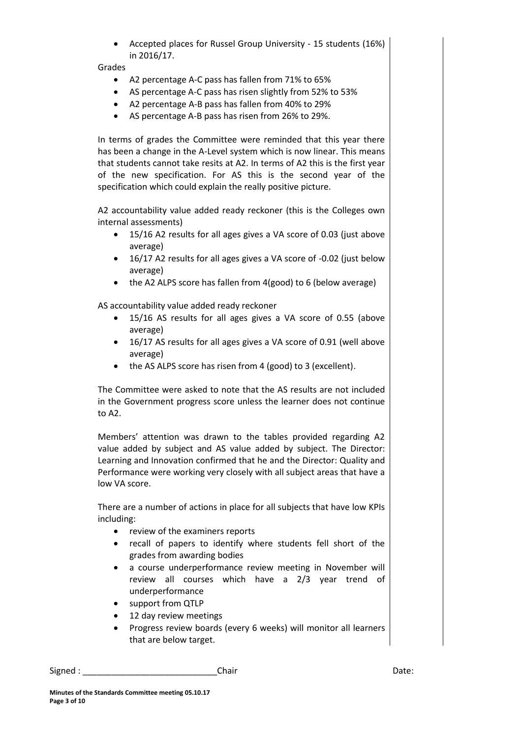- Accepted places for Russel Group University - 15 students (16%) in 2016/17.

Grades

- A2 percentage A-C pass has fallen from 71% to 65%
- AS percentage A-C pass has risen slightly from 52% to 53%
- A2 percentage A-B pass has fallen from 40% to 29%
- AS percentage A-B pass has risen from 26% to 29%.

In terms of grades the Committee were reminded that this year there has been a change in the A-Level system which is now linear. This means that students cannot take resits at A2. In terms of A2 this is the first year of the new specification. For AS this is the second year of the specification which could explain the really positive picture.

A2 accountability value added ready reckoner (this is the Colleges own internal assessments)

- 15/16 A2 results for all ages gives a VA score of 0.03 (just above average)
- 16/17 A2 results for all ages gives a VA score of -0.02 (just below average)
- the A2 ALPS score has fallen from 4(good) to 6 (below average)

AS accountability value added ready reckoner

- 15/16 AS results for all ages gives a VA score of 0.55 (above average)
- 16/17 AS results for all ages gives a VA score of 0.91 (well above average)
- the AS ALPS score has risen from 4 (good) to 3 (excellent).

The Committee were asked to note that the AS results are not included in the Government progress score unless the learner does not continue to A2.

Members' attention was drawn to the tables provided regarding A2 value added by subject and AS value added by subject. The Director: Learning and Innovation confirmed that he and the Director: Quality and Performance were working very closely with all subject areas that have a low VA score.

There are a number of actions in place for all subjects that have low KPIs including:

- review of the examiners reports
- recall of papers to identify where students fell short of the grades from awarding bodies
- a course underperformance review meeting in November will review all courses which have a 2/3 year trend of underperformance
- support from QTLP
- 12 day review meetings
- Progress review boards (every 6 weeks) will monitor all learners that are below target.

Signed : ____________________________Chair Date: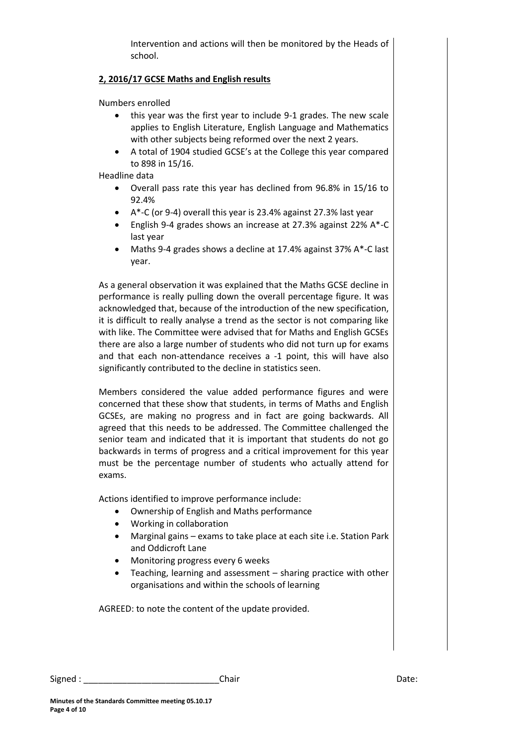Intervention and actions will then be monitored by the Heads of school.

**2, 2016/17 GCSE Maths and English results**

Numbers enrolled

- this year was the first year to include 9-1 grades. The new scale applies to English Literature, English Language and Mathematics with other subjects being reformed over the next 2 years.
- A total of 1904 studied GCSE's at the College this year compared to 898 in 15/16.

Headline data

- Overall pass rate this year has declined from 96.8% in 15/16 to 92.4%
- A*-C (or 9-4) overall this year is 23.4% against 27.3% last year
- English 9-4 grades shows an increase at 27.3% against 22% A*-C last year
- Maths 9-4 grades shows a decline at 17.4% against 37% A*-C last year.

As a general observation it was explained that the Maths GCSE decline in performance is really pulling down the overall percentage figure. It was acknowledged that, because of the introduction of the new specification, it is difficult to really analyse a trend as the sector is not comparing like with like. The Committee were advised that for Maths and English GCSEs there are also a large number of students who did not turn up for exams and that each non-attendance receives a -1 point, this will have also significantly contributed to the decline in statistics seen.

Members considered the value added performance figures and were concerned that these show that students, in terms of Maths and English GCSEs, are making no progress and in fact are going backwards. All agreed that this needs to be addressed. The Committee challenged the senior team and indicated that it is important that students do not go backwards in terms of progress and a critical improvement for this year must be the percentage number of students who actually attend for exams.

Actions identified to improve performance include:

- Ownership of English and Maths performance
- Working in collaboration
- Marginal gains – exams to take place at each site i.e. Station Park and Oddicroft Lane
- Monitoring progress every 6 weeks
- Teaching, learning and assessment – sharing practice with other organisations and within the schools of learning

AGREED: to note the content of the update provided.

Signed : ____________________________Chair Date:

**Minutes of the Standards Committee meeting 05.10.17**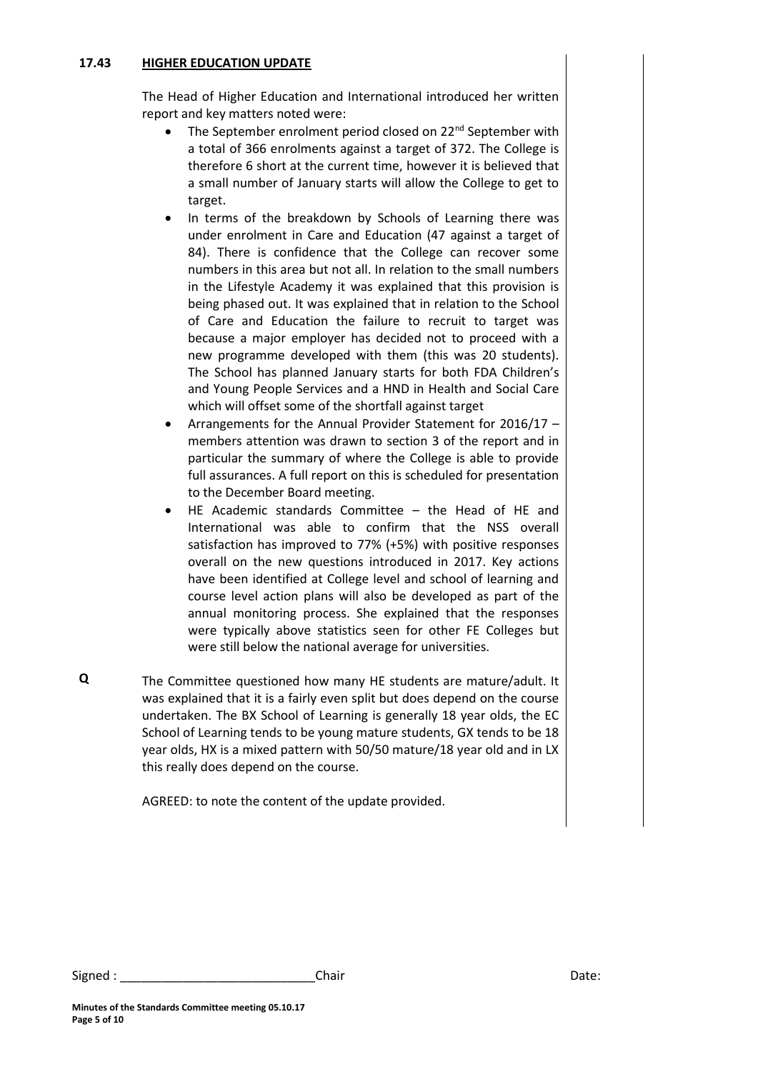**17.43 HIGHER EDUCATION UPDATE**

The Head of Higher Education and International introduced her written report and key matters noted were:

- The September enrolment period closed on 22nd September with a total of 366 enrolments against a target of 372. The College is therefore 6 short at the current time, however it is believed that a small number of January starts will allow the College to get to target.
- In terms of the breakdown by Schools of Learning there was under enrolment in Care and Education (47 against a target of 84). There is confidence that the College can recover some numbers in this area but not all. In relation to the small numbers in the Lifestyle Academy it was explained that this provision is being phased out. It was explained that in relation to the School of Care and Education the failure to recruit to target was because a major employer has decided not to proceed with a new programme developed with them (this was 20 students). The School has planned January starts for both FDA Children's and Young People Services and a HND in Health and Social Care which will offset some of the shortfall against target
- Arrangements for the Annual Provider Statement for 2016/17 – members attention was drawn to section 3 of the report and in particular the summary of where the College is able to provide full assurances. A full report on this is scheduled for presentation to the December Board meeting.
- HE Academic standards Committee – the Head of HE and International was able to confirm that the NSS overall satisfaction has improved to 77% (+5%) with positive responses overall on the new questions introduced in 2017. Key actions have been identified at College level and school of learning and course level action plans will also be developed as part of the annual monitoring process. She explained that the responses were typically above statistics seen for other FE Colleges but were still below the national average for universities.

**Q** The Committee questioned how many HE students are mature/adult. It was explained that it is a fairly even split but does depend on the course undertaken. The BX School of Learning is generally 18 year olds, the EC School of Learning tends to be young mature students, GX tends to be 18 year olds, HX is a mixed pattern with 50/50 mature/18 year old and in LX this really does depend on the course.

AGREED: to note the content of the update provided.

Signed : ____________________________Chair Date:

**Minutes of the Standards Committee meeting 05.10.17**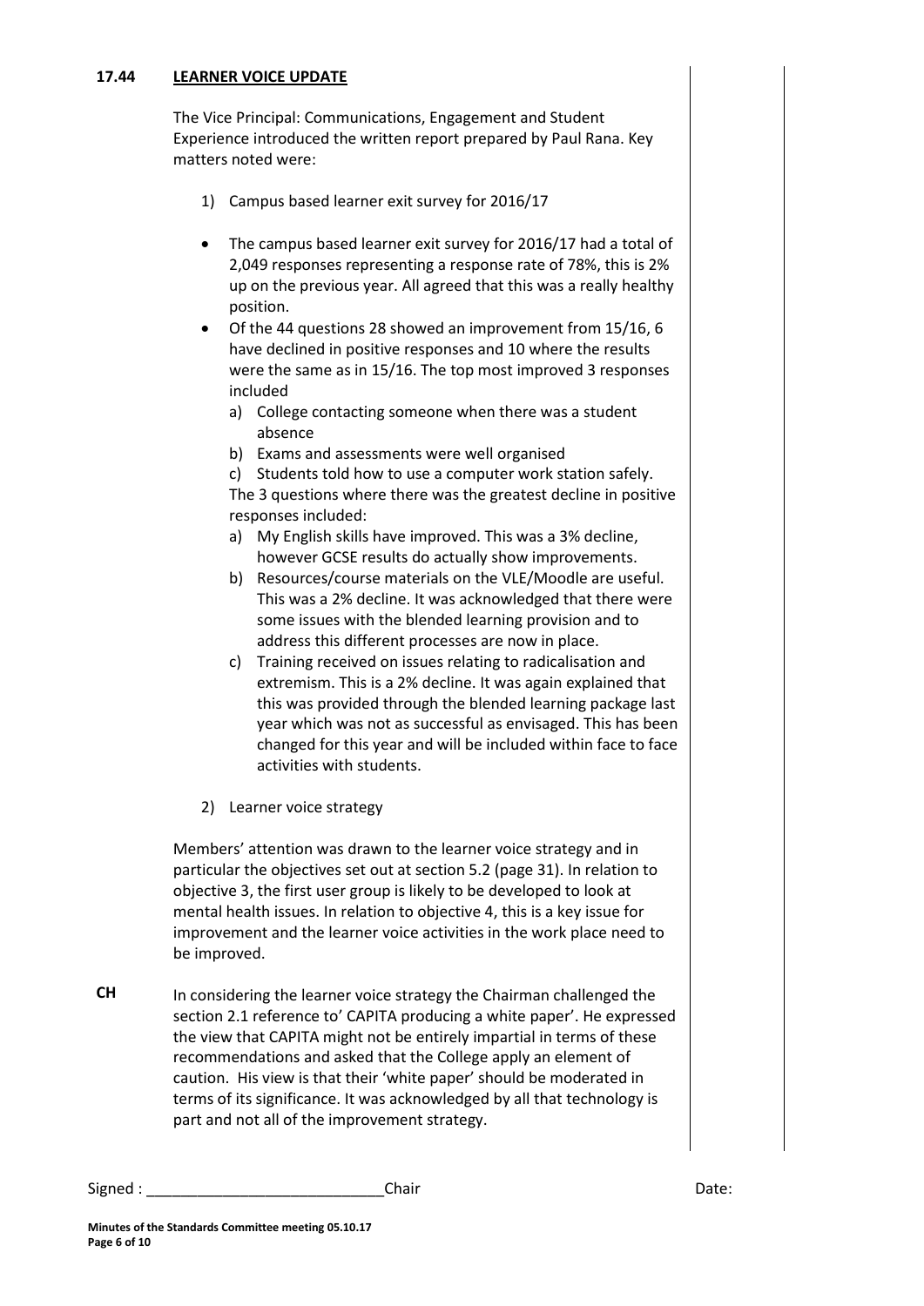## 17.44 LEARNER VOICE UPDATE

The Vice Principal: Communications, Engagement and Student Experience introduced the written report prepared by Paul Rana. Key matters noted were:

1) Campus based learner exit survey for 2016/17

- The campus based learner exit survey for 2016/17 had a total of 2,049 responses representing a response rate of 78%, this is 2% up on the previous year. All agreed that this was a really healthy position.
- Of the 44 questions 28 showed an improvement from 15/16, 6 have declined in positive responses and 10 where the results were the same as in 15/16. The top most improved 3 responses included
  a) College contacting someone when there was a student absence
  b) Exams and assessments were well organised
  c) Students told how to use a computer work station safely.

  The 3 questions where there was the greatest decline in positive responses included:
  a) My English skills have improved. This was a 3% decline, however GCSE results do actually show improvements.
  b) Resources/course materials on the VLE/Moodle are useful. This was a 2% decline. It was acknowledged that there were some issues with the blended learning provision and to address this different processes are now in place.
  c) Training received on issues relating to radicalisation and extremism. This is a 2% decline. It was again explained that this was provided through the blended learning package last year which was not as successful as envisaged. This has been changed for this year and will be included within face to face activities with students.

2) Learner voice strategy

Members' attention was drawn to the learner voice strategy and in particular the objectives set out at section 5.2 (page 31). In relation to objective 3, the first user group is likely to be developed to look at mental health issues. In relation to objective 4, this is a key issue for improvement and the learner voice activities in the work place need to be improved.

**CH** In considering the learner voice strategy the Chairman challenged the section 2.1 reference to' CAPITA producing a white paper'. He expressed the view that CAPITA might not be entirely impartial in terms of these recommendations and asked that the College apply an element of caution. His view is that their 'white paper' should be moderated in terms of its significance. It was acknowledged by all that technology is part and not all of the improvement strategy.

Signed : ____________________________Chair Date: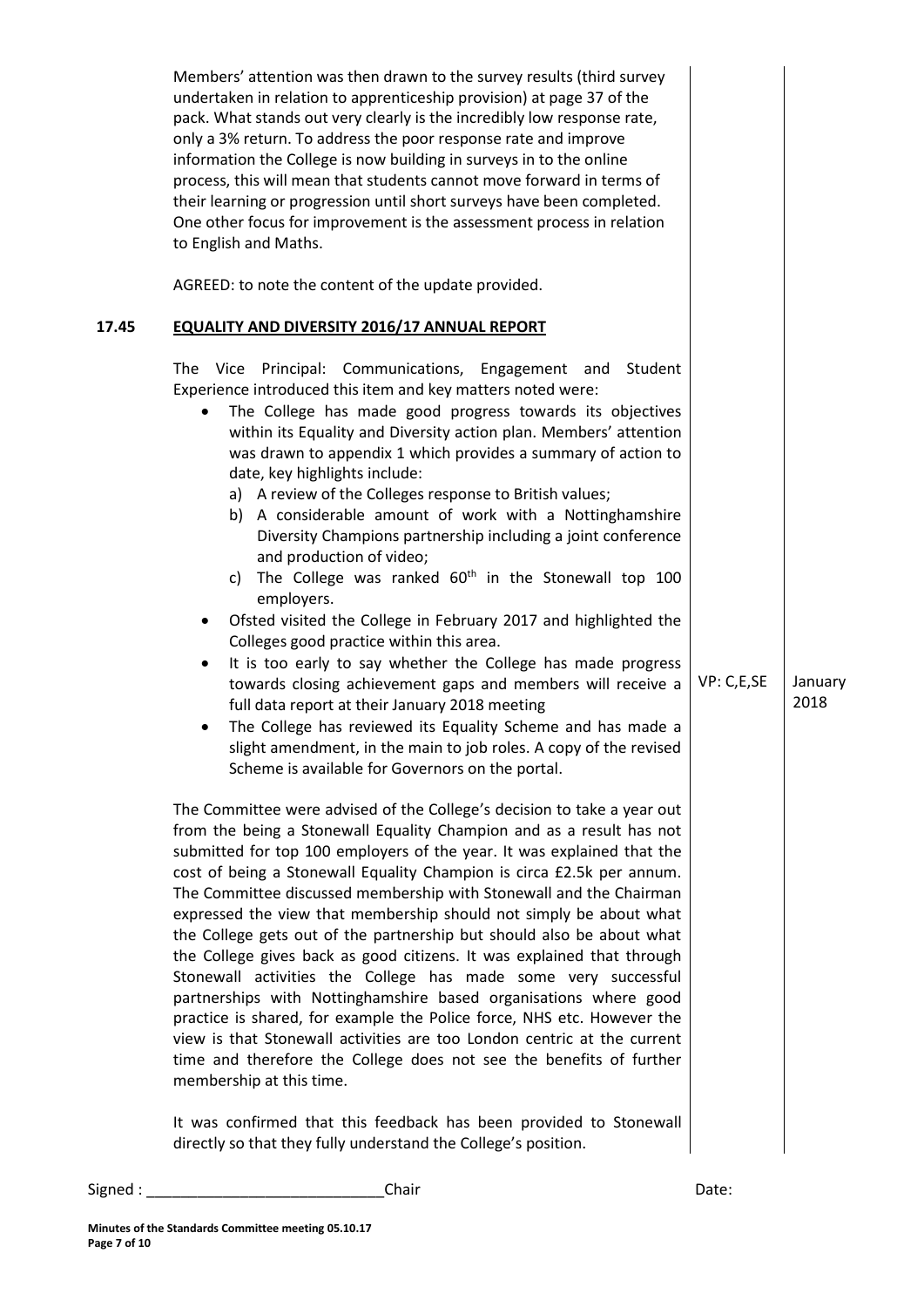Members' attention was then drawn to the survey results (third survey undertaken in relation to apprenticeship provision) at page 37 of the pack. What stands out very clearly is the incredibly low response rate, only a 3% return. To address the poor response rate and improve information the College is now building in surveys in to the online process, this will mean that students cannot move forward in terms of their learning or progression until short surveys have been completed. One other focus for improvement is the assessment process in relation to English and Maths.

AGREED: to note the content of the update provided.

## 17.45 EQUALITY AND DIVERSITY 2016/17 ANNUAL REPORT

The Vice Principal: Communications, Engagement and Student Experience introduced this item and key matters noted were:

- The College has made good progress towards its objectives within its Equality and Diversity action plan. Members' attention was drawn to appendix 1 which provides a summary of action to date, key highlights include:
  a) A review of the Colleges response to British values;
  b) A considerable amount of work with a Nottinghamshire Diversity Champions partnership including a joint conference and production of video;
  c) The College was ranked 60th in the Stonewall top 100 employers.
- Ofsted visited the College in February 2017 and highlighted the Colleges good practice within this area.
- It is too early to say whether the College has made progress towards closing achievement gaps and members will receive a full data report at their January 2018 meeting — **VP: C,E,SE — January 2018**
- The College has reviewed its Equality Scheme and has made a slight amendment, in the main to job roles. A copy of the revised Scheme is available for Governors on the portal.

The Committee were advised of the College's decision to take a year out from the being a Stonewall Equality Champion and as a result has not submitted for top 100 employers of the year. It was explained that the cost of being a Stonewall Equality Champion is circa £2.5k per annum. The Committee discussed membership with Stonewall and the Chairman expressed the view that membership should not simply be about what the College gets out of the partnership but should also be about what the College gives back as good citizens. It was explained that through Stonewall activities the College has made some very successful partnerships with Nottinghamshire based organisations where good practice is shared, for example the Police force, NHS etc. However the view is that Stonewall activities are too London centric at the current time and therefore the College does not see the benefits of further membership at this time.

It was confirmed that this feedback has been provided to Stonewall directly so that they fully understand the College's position.

Signed : ____________________________Chair Date: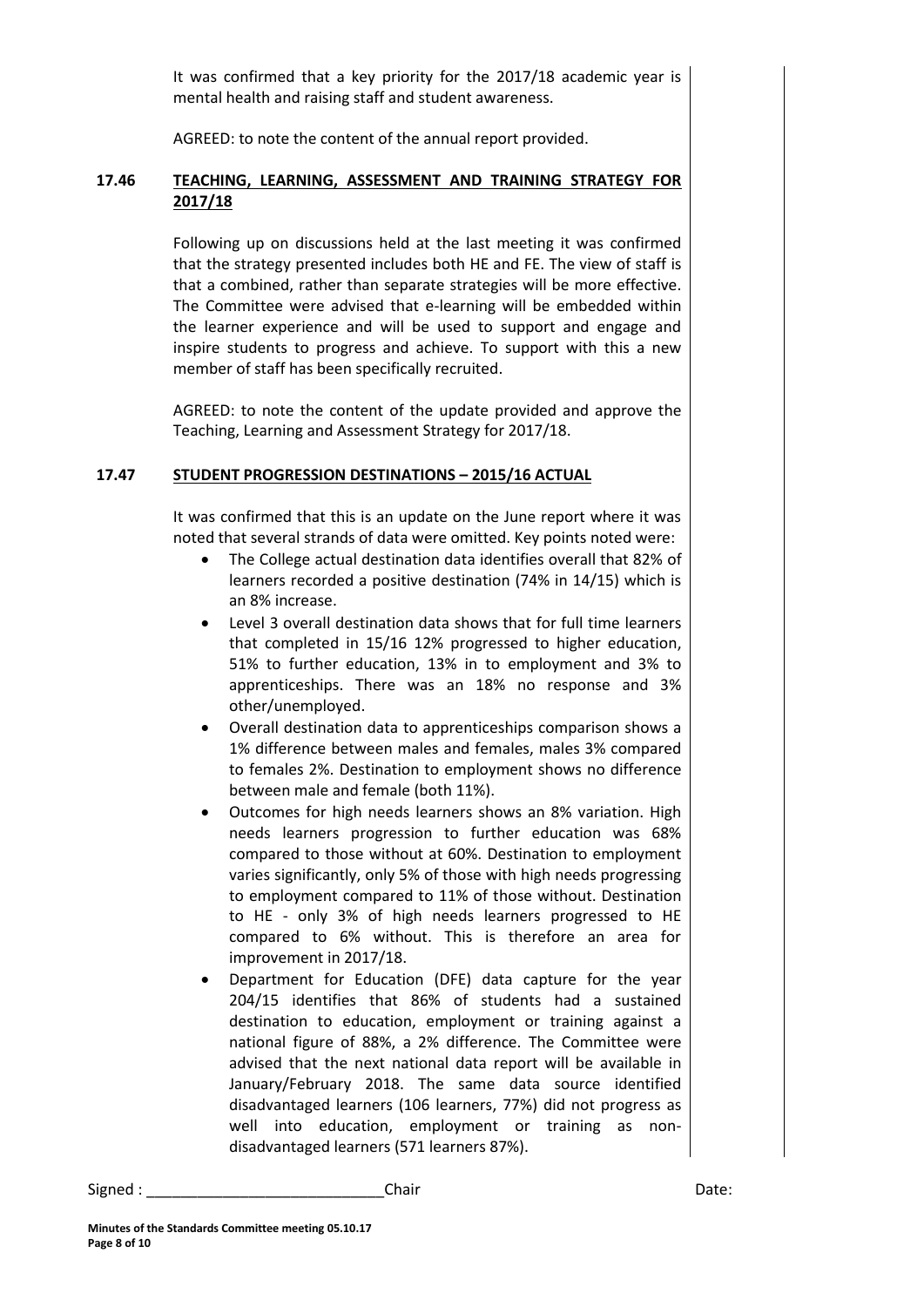It was confirmed that a key priority for the 2017/18 academic year is mental health and raising staff and student awareness.

AGREED: to note the content of the annual report provided.

**17.46 TEACHING, LEARNING, ASSESSMENT AND TRAINING STRATEGY FOR 2017/18**

Following up on discussions held at the last meeting it was confirmed that the strategy presented includes both HE and FE. The view of staff is that a combined, rather than separate strategies will be more effective. The Committee were advised that e-learning will be embedded within the learner experience and will be used to support and engage and inspire students to progress and achieve. To support with this a new member of staff has been specifically recruited.

AGREED: to note the content of the update provided and approve the Teaching, Learning and Assessment Strategy for 2017/18.

**17.47 STUDENT PROGRESSION DESTINATIONS – 2015/16 ACTUAL**

It was confirmed that this is an update on the June report where it was noted that several strands of data were omitted. Key points noted were:

- The College actual destination data identifies overall that 82% of learners recorded a positive destination (74% in 14/15) which is an 8% increase.
- Level 3 overall destination data shows that for full time learners that completed in 15/16 12% progressed to higher education, 51% to further education, 13% in to employment and 3% to apprenticeships. There was an 18% no response and 3% other/unemployed.
- Overall destination data to apprenticeships comparison shows a 1% difference between males and females, males 3% compared to females 2%. Destination to employment shows no difference between male and female (both 11%).
- Outcomes for high needs learners shows an 8% variation. High needs learners progression to further education was 68% compared to those without at 60%. Destination to employment varies significantly, only 5% of those with high needs progressing to employment compared to 11% of those without. Destination to HE - only 3% of high needs learners progressed to HE compared to 6% without. This is therefore an area for improvement in 2017/18.
- Department for Education (DFE) data capture for the year 204/15 identifies that 86% of students had a sustained destination to education, employment or training against a national figure of 88%, a 2% difference. The Committee were advised that the next national data report will be available in January/February 2018. The same data source identified disadvantaged learners (106 learners, 77%) did not progress as well into education, employment or training as non-disadvantaged learners (571 learners 87%).

Signed : \_\_\_\_\_\_\_\_\_\_\_\_\_\_\_\_\_\_\_\_\_\_\_\_\_\_\_\_ Chair Date:

**Minutes of the Standards Committee meeting 05.10.17**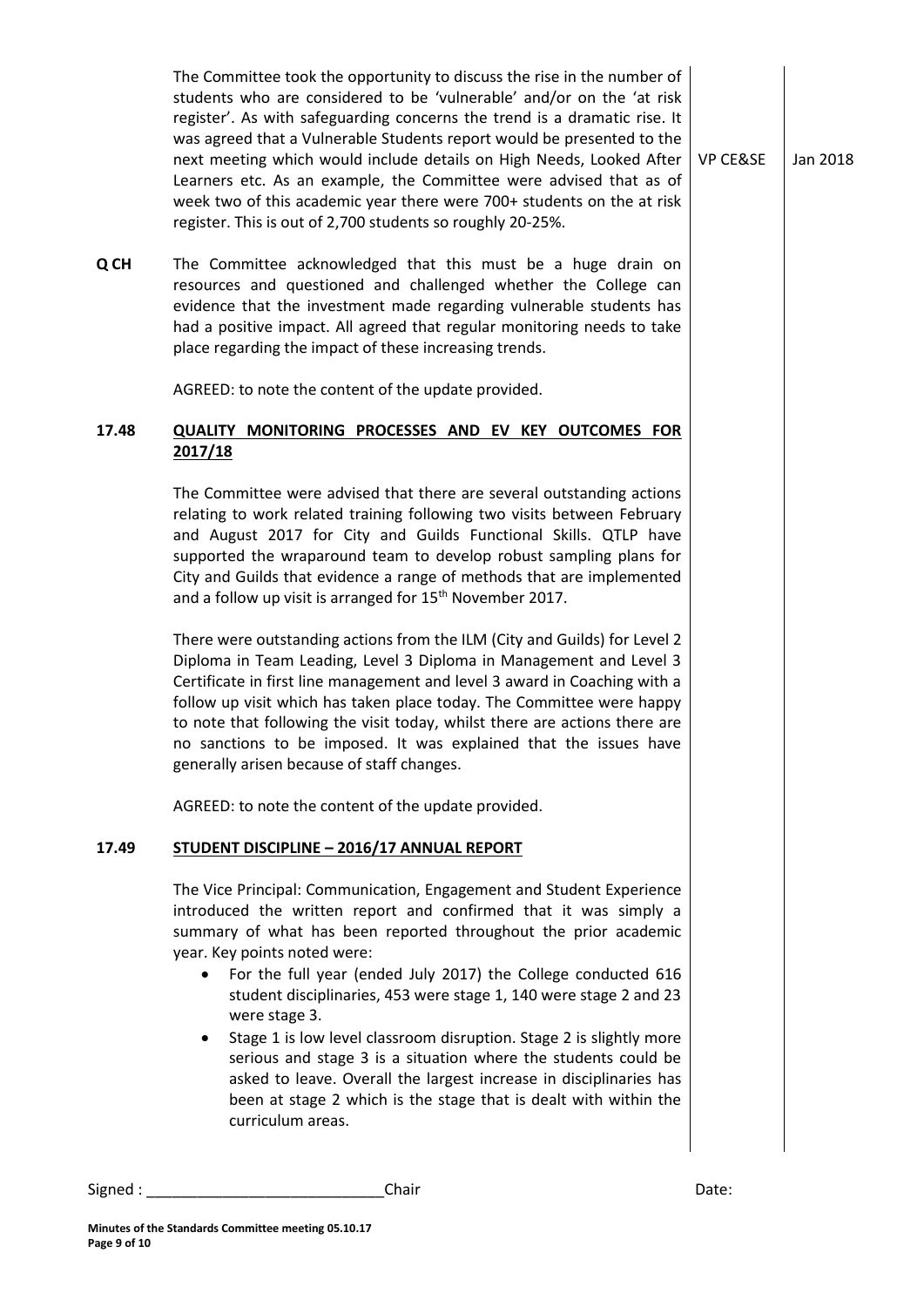The Committee took the opportunity to discuss the rise in the number of students who are considered to be 'vulnerable' and/or on the 'at risk register'. As with safeguarding concerns the trend is a dramatic rise. It was agreed that a Vulnerable Students report would be presented to the next meeting which would include details on High Needs, Looked After Learners etc. As an example, the Committee were advised that as of week two of this academic year there were 700+ students on the at risk register. This is out of 2,700 students so roughly 20-25%. — VP CE&SE — Jan 2018

**Q CH** The Committee acknowledged that this must be a huge drain on resources and questioned and challenged whether the College can evidence that the investment made regarding vulnerable students has had a positive impact. All agreed that regular monitoring needs to take place regarding the impact of these increasing trends.

AGREED: to note the content of the update provided.

## 17.48 QUALITY MONITORING PROCESSES AND EV KEY OUTCOMES FOR 2017/18

The Committee were advised that there are several outstanding actions relating to work related training following two visits between February and August 2017 for City and Guilds Functional Skills. QTLP have supported the wraparound team to develop robust sampling plans for City and Guilds that evidence a range of methods that are implemented and a follow up visit is arranged for 15th November 2017.

There were outstanding actions from the ILM (City and Guilds) for Level 2 Diploma in Team Leading, Level 3 Diploma in Management and Level 3 Certificate in first line management and level 3 award in Coaching with a follow up visit which has taken place today. The Committee were happy to note that following the visit today, whilst there are actions there are no sanctions to be imposed. It was explained that the issues have generally arisen because of staff changes.

AGREED: to note the content of the update provided.

## 17.49 STUDENT DISCIPLINE – 2016/17 ANNUAL REPORT

The Vice Principal: Communication, Engagement and Student Experience introduced the written report and confirmed that it was simply a summary of what has been reported throughout the prior academic year. Key points noted were:

- For the full year (ended July 2017) the College conducted 616 student disciplinaries, 453 were stage 1, 140 were stage 2 and 23 were stage 3.
- Stage 1 is low level classroom disruption. Stage 2 is slightly more serious and stage 3 is a situation where the students could be asked to leave. Overall the largest increase in disciplinaries has been at stage 2 which is the stage that is dealt with within the curriculum areas.

Signed : \_\_\_\_\_\_\_\_\_\_\_\_\_\_\_\_\_\_\_\_\_\_\_\_\_\_\_\_Chair Date:

**Minutes of the Standards Committee meeting 05.10.17**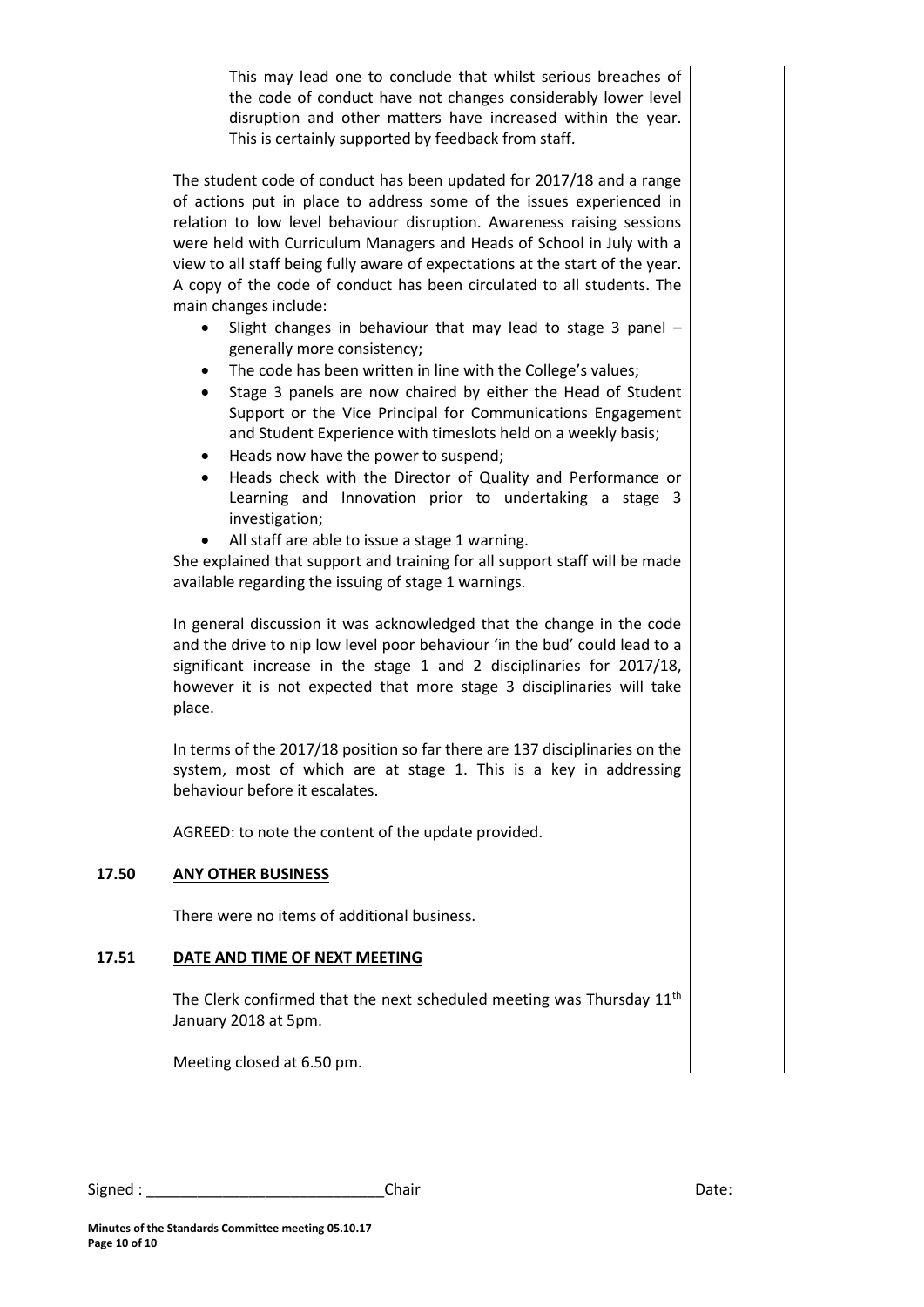This may lead one to conclude that whilst serious breaches of the code of conduct have not changes considerably lower level disruption and other matters have increased within the year. This is certainly supported by feedback from staff.

The student code of conduct has been updated for 2017/18 and a range of actions put in place to address some of the issues experienced in relation to low level behaviour disruption. Awareness raising sessions were held with Curriculum Managers and Heads of School in July with a view to all staff being fully aware of expectations at the start of the year. A copy of the code of conduct has been circulated to all students. The main changes include:

- Slight changes in behaviour that may lead to stage 3 panel – generally more consistency;
- The code has been written in line with the College's values;
- Stage 3 panels are now chaired by either the Head of Student Support or the Vice Principal for Communications Engagement and Student Experience with timeslots held on a weekly basis;
- Heads now have the power to suspend;
- Heads check with the Director of Quality and Performance or Learning and Innovation prior to undertaking a stage 3 investigation;
- All staff are able to issue a stage 1 warning.

She explained that support and training for all support staff will be made available regarding the issuing of stage 1 warnings.

In general discussion it was acknowledged that the change in the code and the drive to nip low level poor behaviour 'in the bud' could lead to a significant increase in the stage 1 and 2 disciplinaries for 2017/18, however it is not expected that more stage 3 disciplinaries will take place.

In terms of the 2017/18 position so far there are 137 disciplinaries on the system, most of which are at stage 1. This is a key in addressing behaviour before it escalates.

AGREED: to note the content of the update provided.

**17.50 ANY OTHER BUSINESS**

There were no items of additional business.

**17.51 DATE AND TIME OF NEXT MEETING**

The Clerk confirmed that the next scheduled meeting was Thursday 11th January 2018 at 5pm.

Meeting closed at 6.50 pm.

Signed : ____________________________Chair Date:

**Minutes of the Standards Committee meeting 05.10.17**